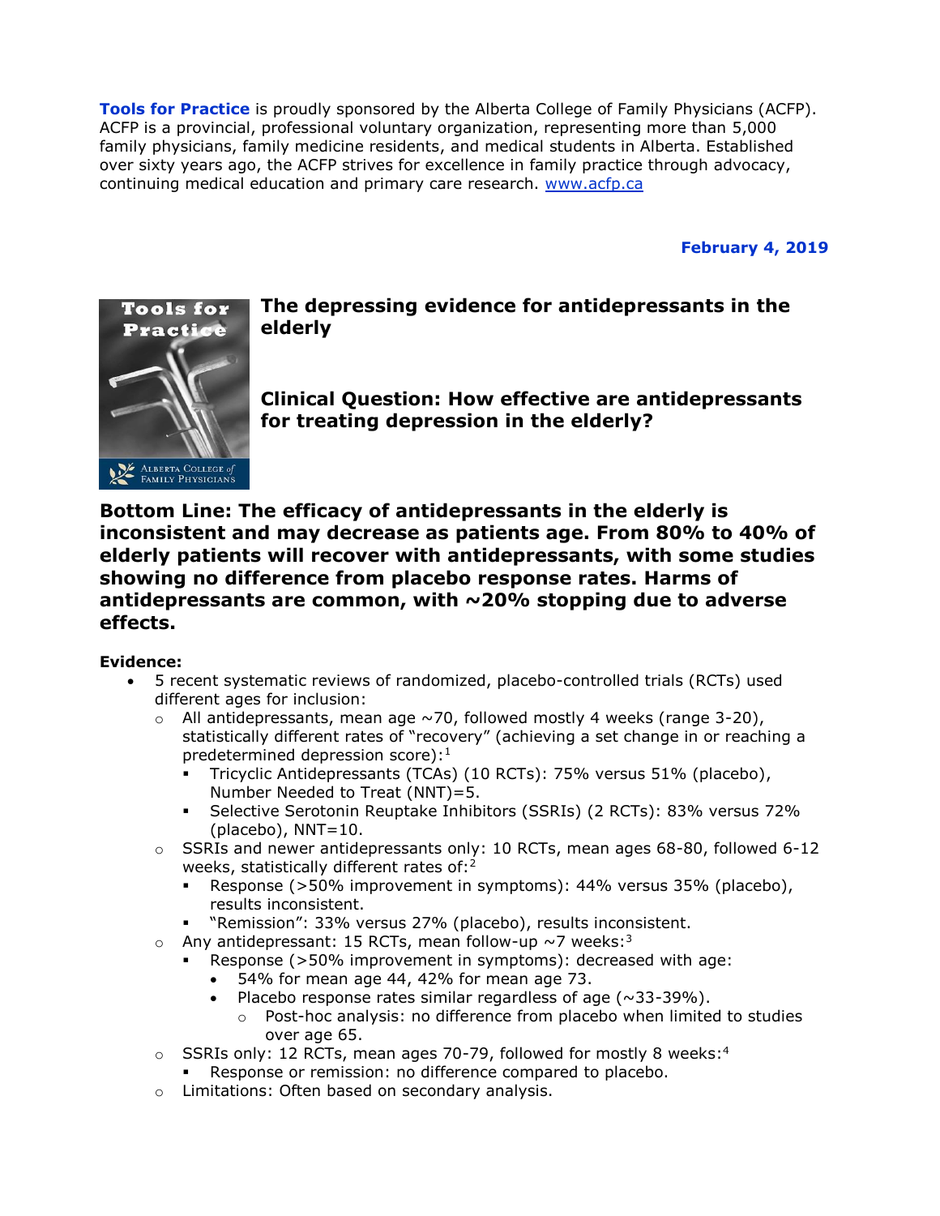**Tools for Practice** is proudly sponsored by the Alberta College of Family Physicians (ACFP). ACFP is a provincial, professional voluntary organization, representing more than 5,000 family physicians, family medicine residents, and medical students in Alberta. Established over sixty years ago, the ACFP strives for excellence in family practice through advocacy, continuing medical education and primary care research. www.acfp.ca

**February 4, 2019**

# The depressing evidence for antidepressants in the elderly

## Clinical Question: How effective are antidepressants for treating depression in the elderly?

**Bottom Line: The efficacy of antidepressants in the elderly is inconsistent and may decrease as patients age. From 80% to 40% of elderly patients will recover with antidepressants, with some studies showing no difference from placebo response rates. Harms of antidepressants are common, with ~20% stopping due to adverse effects.**

**Evidence:**

- 5 recent systematic reviews of randomized, placebo-controlled trials (RCTs) used different ages for inclusion:
    - All antidepressants, mean age ~70, followed mostly 4 weeks (range 3-20), statistically different rates of "recovery" (achieving a set change in or reaching a predetermined depression score):[1]
        - Tricyclic Antidepressants (TCAs) (10 RCTs): 75% versus 51% (placebo), Number Needed to Treat (NNT)=5.
        - Selective Serotonin Reuptake Inhibitors (SSRIs) (2 RCTs): 83% versus 72% (placebo), NNT=10.
    - SSRIs and newer antidepressants only: 10 RCTs, mean ages 68-80, followed 6-12 weeks, statistically different rates of:[2]
        - Response (>50% improvement in symptoms): 44% versus 35% (placebo), results inconsistent.
        - "Remission": 33% versus 27% (placebo), results inconsistent.
    - Any antidepressant: 15 RCTs, mean follow-up ~7 weeks:[3]
        - Response (>50% improvement in symptoms): decreased with age:
            - 54% for mean age 44, 42% for mean age 73.
            - Placebo response rates similar regardless of age (~33-39%).
                - Post-hoc analysis: no difference from placebo when limited to studies over age 65.
    - SSRIs only: 12 RCTs, mean ages 70-79, followed for mostly 8 weeks:[4]
        - Response or remission: no difference compared to placebo.
    - Limitations: Often based on secondary analysis.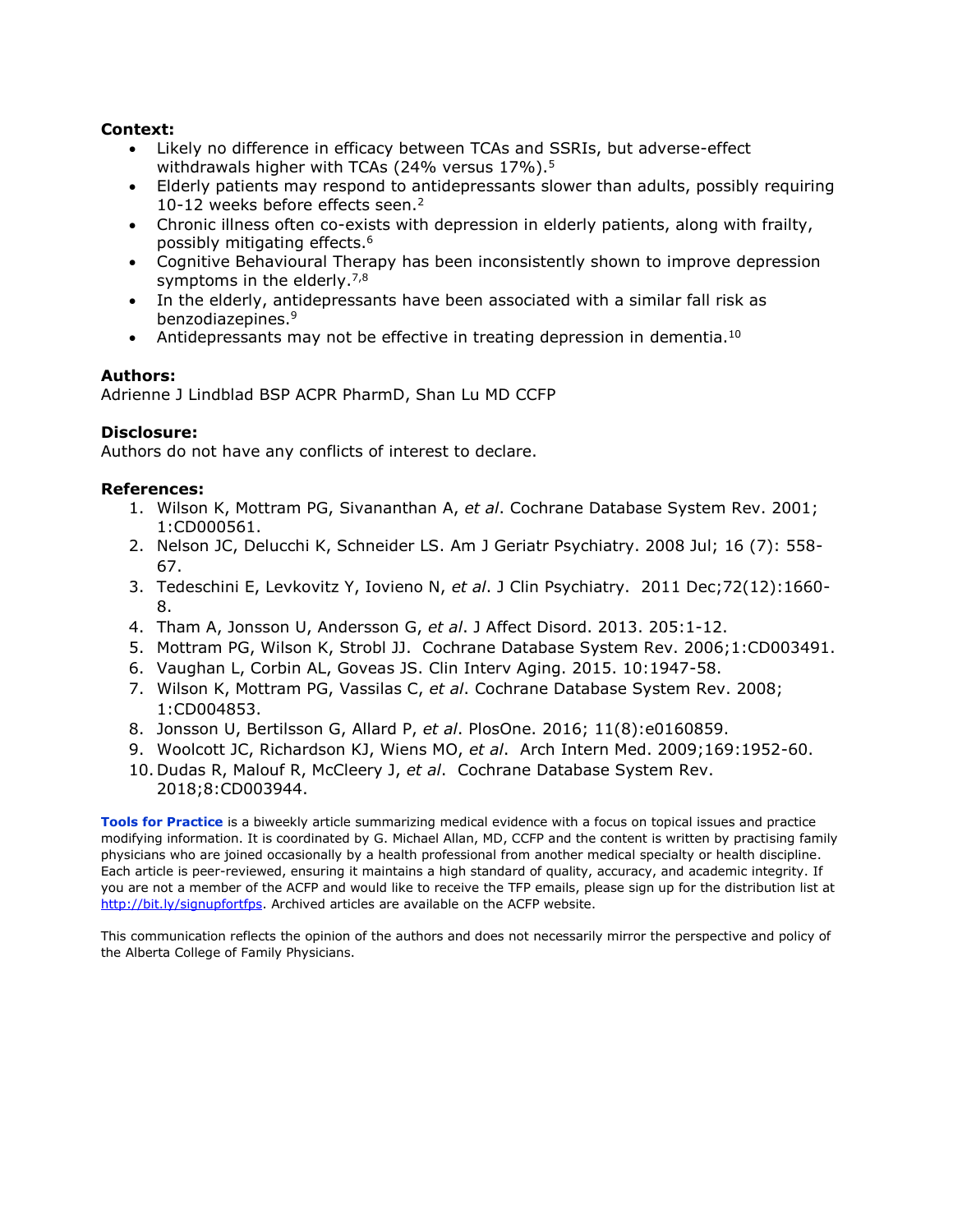**Context:**

- Likely no difference in efficacy between TCAs and SSRIs, but adverse-effect withdrawals higher with TCAs (24% versus 17%).[5]
- Elderly patients may respond to antidepressants slower than adults, possibly requiring 10-12 weeks before effects seen.[2]
- Chronic illness often co-exists with depression in elderly patients, along with frailty, possibly mitigating effects.[6]
- Cognitive Behavioural Therapy has been inconsistently shown to improve depression symptoms in the elderly.[7,8]
- In the elderly, antidepressants have been associated with a similar fall risk as benzodiazepines.[9]
- Antidepressants may not be effective in treating depression in dementia.[10]

**Authors:**
Adrienne J Lindblad BSP ACPR PharmD, Shan Lu MD CCFP

**Disclosure:**
Authors do not have any conflicts of interest to declare.

**References:**

1. Wilson K, Mottram PG, Sivananthan A, *et al*. Cochrane Database System Rev. 2001; 1:CD000561.
2. Nelson JC, Delucchi K, Schneider LS. Am J Geriatr Psychiatry. 2008 Jul; 16 (7): 558-67.
3. Tedeschini E, Levkovitz Y, Iovieno N, *et al*. J Clin Psychiatry. 2011 Dec;72(12):1660-8.
4. Tham A, Jonsson U, Andersson G, *et al*. J Affect Disord. 2013. 205:1-12.
5. Mottram PG, Wilson K, Strobl JJ. Cochrane Database System Rev. 2006;1:CD003491.
6. Vaughan L, Corbin AL, Goveas JS. Clin Interv Aging. 2015. 10:1947-58.
7. Wilson K, Mottram PG, Vassilas C, *et al*. Cochrane Database System Rev. 2008; 1:CD004853.
8. Jonsson U, Bertilsson G, Allard P, *et al*. PlosOne. 2016; 11(8):e0160859.
9. Woolcott JC, Richardson KJ, Wiens MO, *et al*. Arch Intern Med. 2009;169:1952-60.
10. Dudas R, Malouf R, McCleery J, *et al*. Cochrane Database System Rev. 2018;8:CD003944.

**Tools for Practice** is a biweekly article summarizing medical evidence with a focus on topical issues and practice modifying information. It is coordinated by G. Michael Allan, MD, CCFP and the content is written by practising family physicians who are joined occasionally by a health professional from another medical specialty or health discipline. Each article is peer-reviewed, ensuring it maintains a high standard of quality, accuracy, and academic integrity. If you are not a member of the ACFP and would like to receive the TFP emails, please sign up for the distribution list at http://bit.ly/signupfortfps. Archived articles are available on the ACFP website.

This communication reflects the opinion of the authors and does not necessarily mirror the perspective and policy of the Alberta College of Family Physicians.